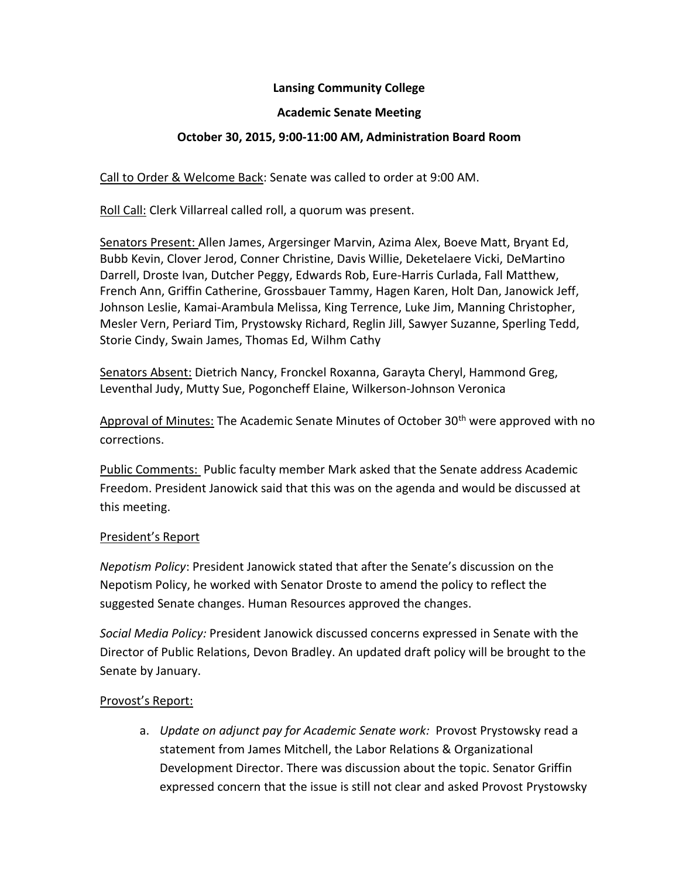**Lansing Community College**

**Academic Senate Meeting**

**October 30, 2015, 9:00-11:00 AM, Administration Board Room**

Call to Order & Welcome Back: Senate was called to order at 9:00 AM.

Roll Call: Clerk Villarreal called roll, a quorum was present.

Senators Present: Allen James, Argersinger Marvin, Azima Alex, Boeve Matt, Bryant Ed, Bubb Kevin, Clover Jerod, Conner Christine, Davis Willie, Deketelaere Vicki, DeMartino Darrell, Droste Ivan, Dutcher Peggy, Edwards Rob, Eure-Harris Curlada, Fall Matthew, French Ann, Griffin Catherine, Grossbauer Tammy, Hagen Karen, Holt Dan, Janowick Jeff, Johnson Leslie, Kamai-Arambula Melissa, King Terrence, Luke Jim, Manning Christopher, Mesler Vern, Periard Tim, Prystowsky Richard, Reglin Jill, Sawyer Suzanne, Sperling Tedd, Storie Cindy, Swain James, Thomas Ed, Wilhm Cathy

Senators Absent: Dietrich Nancy, Fronckel Roxanna, Garayta Cheryl, Hammond Greg, Leventhal Judy, Mutty Sue, Pogoncheff Elaine, Wilkerson-Johnson Veronica

Approval of Minutes: The Academic Senate Minutes of October 30th were approved with no corrections.

Public Comments: Public faculty member Mark asked that the Senate address Academic Freedom. President Janowick said that this was on the agenda and would be discussed at this meeting.

President's Report

*Nepotism Policy*: President Janowick stated that after the Senate's discussion on the Nepotism Policy, he worked with Senator Droste to amend the policy to reflect the suggested Senate changes. Human Resources approved the changes.

*Social Media Policy:* President Janowick discussed concerns expressed in Senate with the Director of Public Relations, Devon Bradley. An updated draft policy will be brought to the Senate by January.

Provost's Report:

a. *Update on adjunct pay for Academic Senate work:* Provost Prystowsky read a statement from James Mitchell, the Labor Relations & Organizational Development Director. There was discussion about the topic. Senator Griffin expressed concern that the issue is still not clear and asked Provost Prystowsky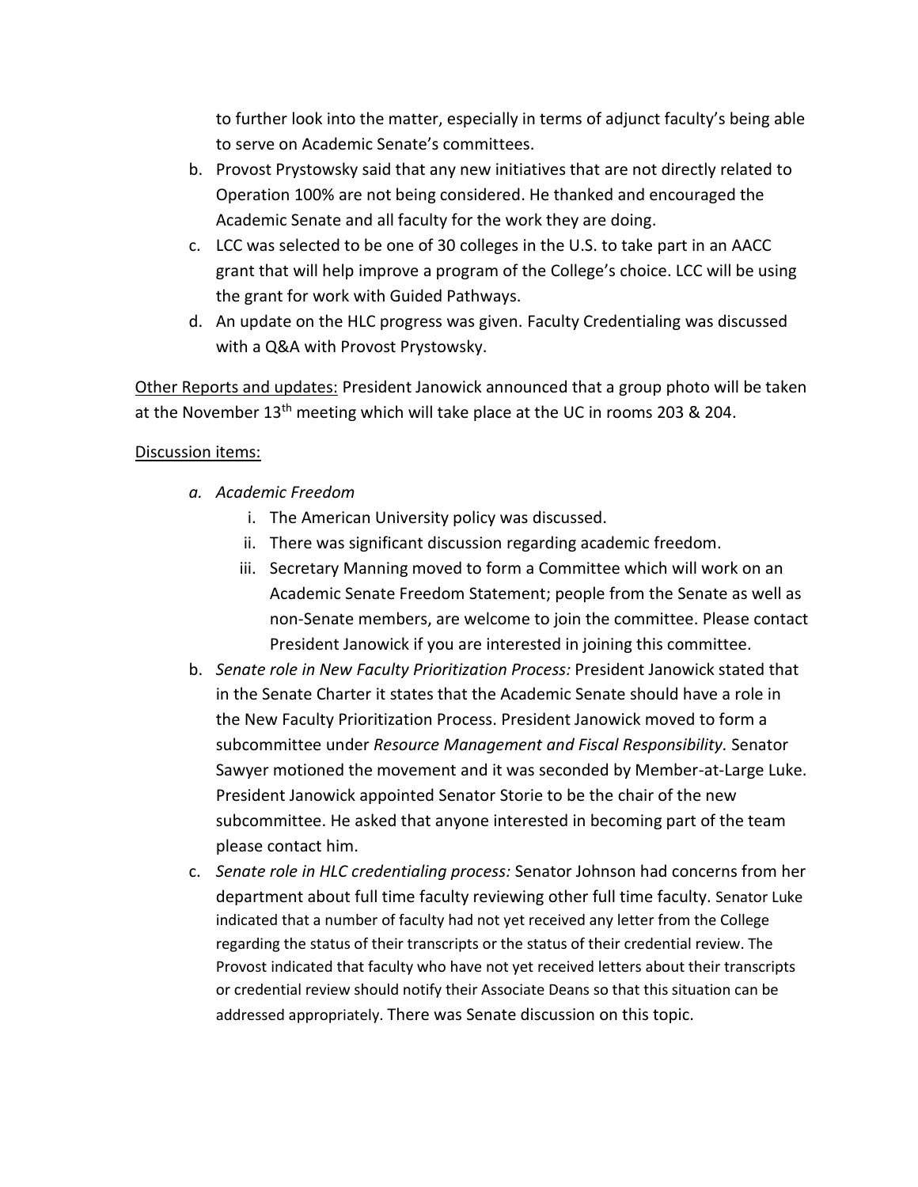to further look into the matter, especially in terms of adjunct faculty's being able to serve on Academic Senate's committees.

b. Provost Prystowsky said that any new initiatives that are not directly related to Operation 100% are not being considered. He thanked and encouraged the Academic Senate and all faculty for the work they are doing.
c. LCC was selected to be one of 30 colleges in the U.S. to take part in an AACC grant that will help improve a program of the College's choice. LCC will be using the grant for work with Guided Pathways.
d. An update on the HLC progress was given. Faculty Credentialing was discussed with a Q&A with Provost Prystowsky.

<u>Other Reports and updates:</u> President Janowick announced that a group photo will be taken at the November 13th meeting which will take place at the UC in rooms 203 & 204.

<u>Discussion items:</u>

a. *Academic Freedom*
   i. The American University policy was discussed.
   ii. There was significant discussion regarding academic freedom.
   iii. Secretary Manning moved to form a Committee which will work on an Academic Senate Freedom Statement; people from the Senate as well as non-Senate members, are welcome to join the committee. Please contact President Janowick if you are interested in joining this committee.
b. *Senate role in New Faculty Prioritization Process:* President Janowick stated that in the Senate Charter it states that the Academic Senate should have a role in the New Faculty Prioritization Process. President Janowick moved to form a subcommittee under *Resource Management and Fiscal Responsibility.* Senator Sawyer motioned the movement and it was seconded by Member-at-Large Luke. President Janowick appointed Senator Storie to be the chair of the new subcommittee. He asked that anyone interested in becoming part of the team please contact him.
c. *Senate role in HLC credentialing process:* Senator Johnson had concerns from her department about full time faculty reviewing other full time faculty. Senator Luke indicated that a number of faculty had not yet received any letter from the College regarding the status of their transcripts or the status of their credential review. The Provost indicated that faculty who have not yet received letters about their transcripts or credential review should notify their Associate Deans so that this situation can be addressed appropriately. There was Senate discussion on this topic.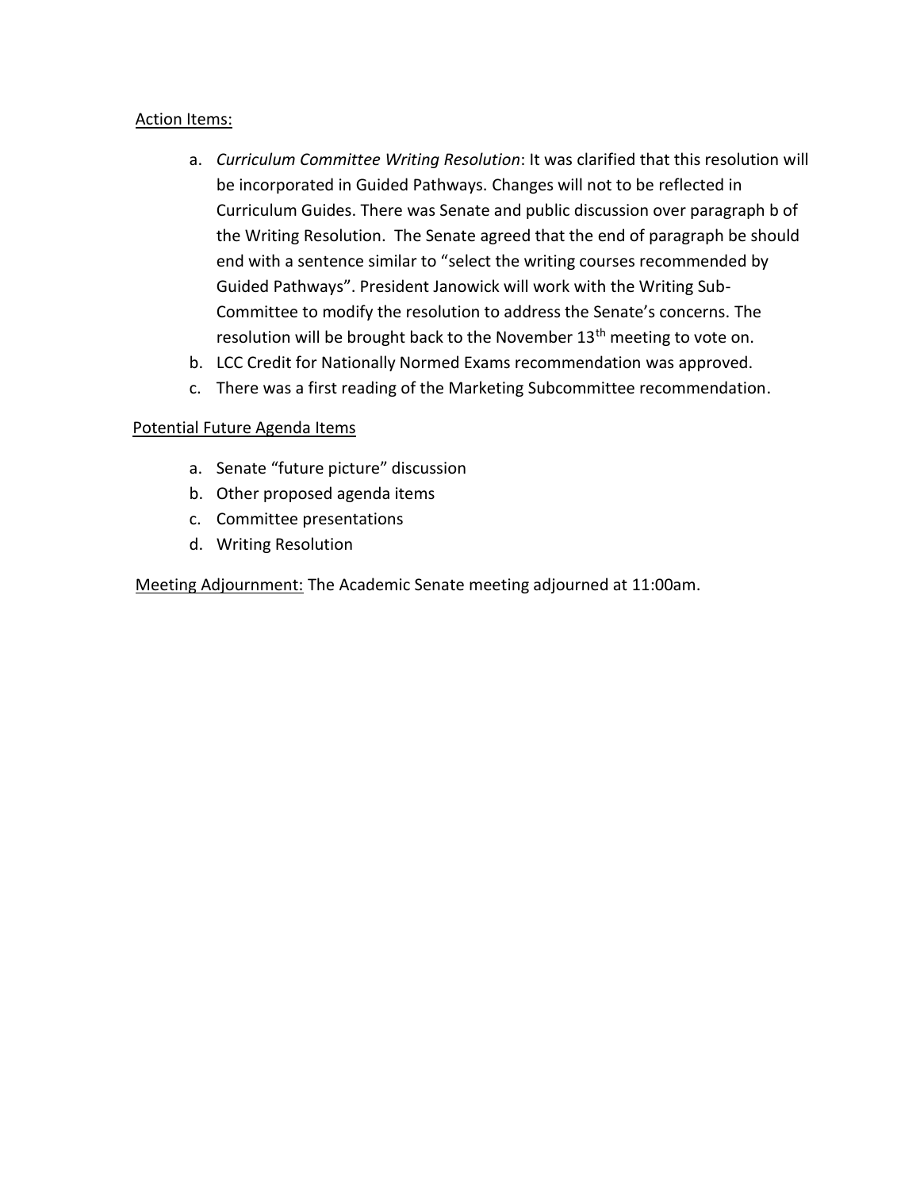Action Items:

a. *Curriculum Committee Writing Resolution*: It was clarified that this resolution will be incorporated in Guided Pathways. Changes will not to be reflected in Curriculum Guides. There was Senate and public discussion over paragraph b of the Writing Resolution. The Senate agreed that the end of paragraph be should end with a sentence similar to "select the writing courses recommended by Guided Pathways". President Janowick will work with the Writing Sub-Committee to modify the resolution to address the Senate's concerns. The resolution will be brought back to the November 13th meeting to vote on.
b. LCC Credit for Nationally Normed Exams recommendation was approved.
c. There was a first reading of the Marketing Subcommittee recommendation.

Potential Future Agenda Items

a. Senate "future picture" discussion
b. Other proposed agenda items
c. Committee presentations
d. Writing Resolution

Meeting Adjournment: The Academic Senate meeting adjourned at 11:00am.